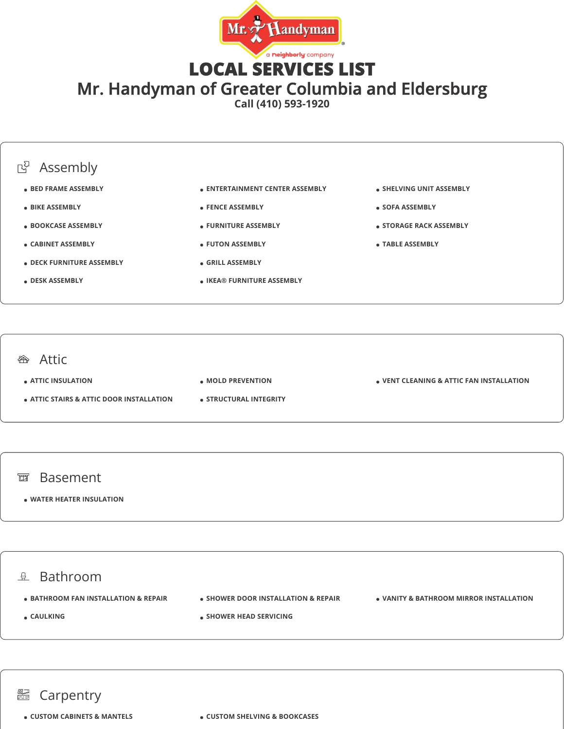# LOCAL SERVICES LIST

## Mr. Handyman of Greater Columbia and Eldersburg

Call (410) 593-1920

## Assembly

- BED FRAME ASSEMBLY
- BIKE ASSEMBLY
- BOOKCASE ASSEMBLY
- CABINET ASSEMBLY
- DECK FURNITURE ASSEMBLY
- DESK ASSEMBLY
- ENTERTAINMENT CENTER ASSEMBLY
- FENCE ASSEMBLY
- FURNITURE ASSEMBLY
- FUTON ASSEMBLY
- GRILL ASSEMBLY
- IKEA® FURNITURE ASSEMBLY
- SHELVING UNIT ASSEMBLY
- SOFA ASSEMBLY
- STORAGE RACK ASSEMBLY
- TABLE ASSEMBLY

## Attic

- ATTIC INSULATION
- ATTIC STAIRS & ATTIC DOOR INSTALLATION
- MOLD PREVENTION
- STRUCTURAL INTEGRITY
- VENT CLEANING & ATTIC FAN INSTALLATION

## Basement

- WATER HEATER INSULATION

## Bathroom

- BATHROOM FAN INSTALLATION & REPAIR
- CAULKING
- SHOWER DOOR INSTALLATION & REPAIR
- SHOWER HEAD SERVICING
- VANITY & BATHROOM MIRROR INSTALLATION

## Carpentry

- CUSTOM CABINETS & MANTELS
- CUSTOM SHELVING & BOOKCASES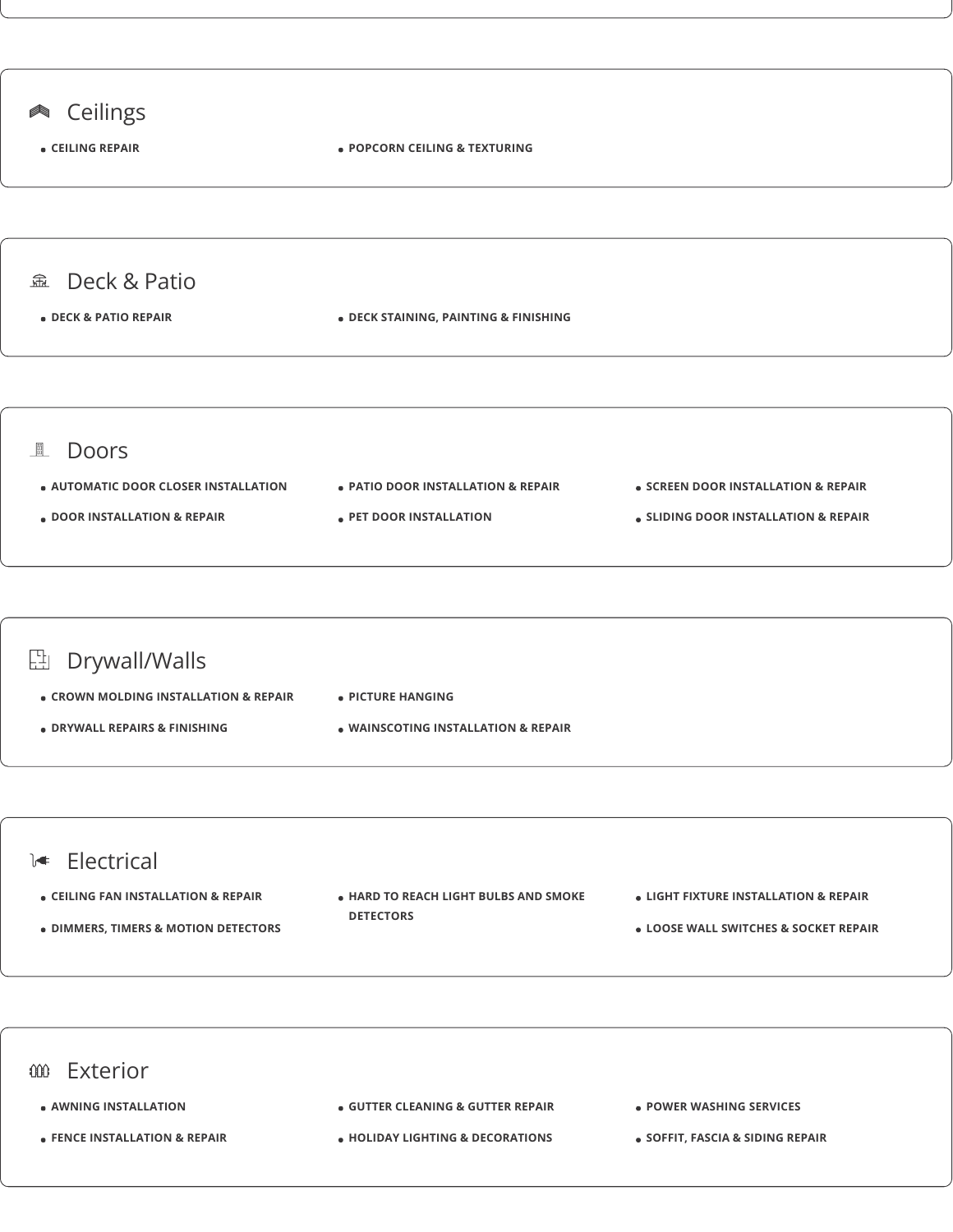## Ceilings

- CEILING REPAIR
- POPCORN CEILING & TEXTURING

## Deck & Patio

- DECK & PATIO REPAIR
- DECK STAINING, PAINTING & FINISHING

## Doors

- AUTOMATIC DOOR CLOSER INSTALLATION
- DOOR INSTALLATION & REPAIR
- PATIO DOOR INSTALLATION & REPAIR
- PET DOOR INSTALLATION
- SCREEN DOOR INSTALLATION & REPAIR
- SLIDING DOOR INSTALLATION & REPAIR

## Drywall/Walls

- CROWN MOLDING INSTALLATION & REPAIR
- DRYWALL REPAIRS & FINISHING
- PICTURE HANGING
- WAINSCOTING INSTALLATION & REPAIR

## Electrical

- CEILING FAN INSTALLATION & REPAIR
- DIMMERS, TIMERS & MOTION DETECTORS
- HARD TO REACH LIGHT BULBS AND SMOKE DETECTORS
- LIGHT FIXTURE INSTALLATION & REPAIR
- LOOSE WALL SWITCHES & SOCKET REPAIR

## Exterior

- AWNING INSTALLATION
- FENCE INSTALLATION & REPAIR
- GUTTER CLEANING & GUTTER REPAIR
- HOLIDAY LIGHTING & DECORATIONS
- POWER WASHING SERVICES
- SOFFIT, FASCIA & SIDING REPAIR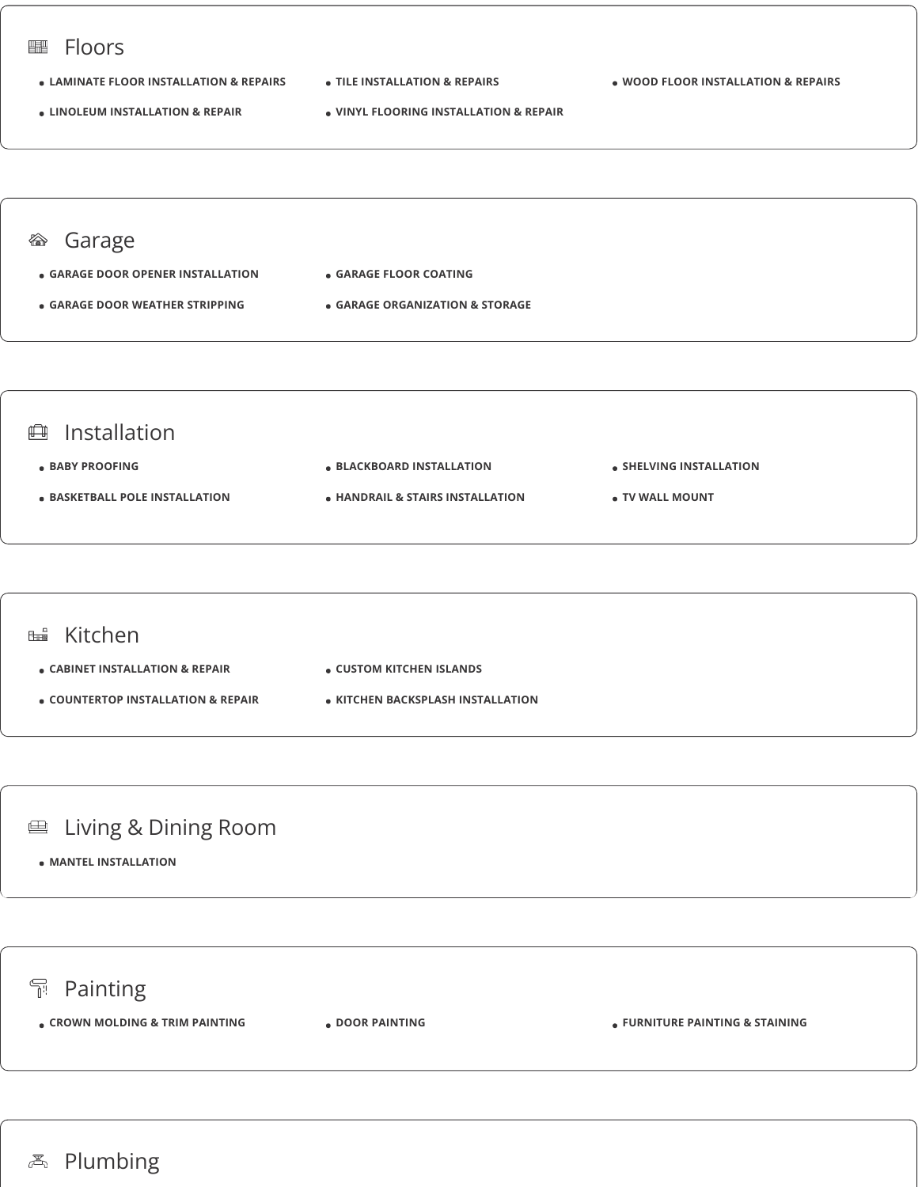## Floors

- LAMINATE FLOOR INSTALLATION & REPAIRS
- TILE INSTALLATION & REPAIRS
- WOOD FLOOR INSTALLATION & REPAIRS
- LINOLEUM INSTALLATION & REPAIR
- VINYL FLOORING INSTALLATION & REPAIR

## Garage

- GARAGE DOOR OPENER INSTALLATION
- GARAGE FLOOR COATING
- GARAGE DOOR WEATHER STRIPPING
- GARAGE ORGANIZATION & STORAGE

## Installation

- BABY PROOFING
- BLACKBOARD INSTALLATION
- SHELVING INSTALLATION
- BASKETBALL POLE INSTALLATION
- HANDRAIL & STAIRS INSTALLATION
- TV WALL MOUNT

## Kitchen

- CABINET INSTALLATION & REPAIR
- CUSTOM KITCHEN ISLANDS
- COUNTERTOP INSTALLATION & REPAIR
- KITCHEN BACKSPLASH INSTALLATION

## Living & Dining Room

- MANTEL INSTALLATION

## Painting

- CROWN MOLDING & TRIM PAINTING
- DOOR PAINTING
- FURNITURE PAINTING & STAINING

## Plumbing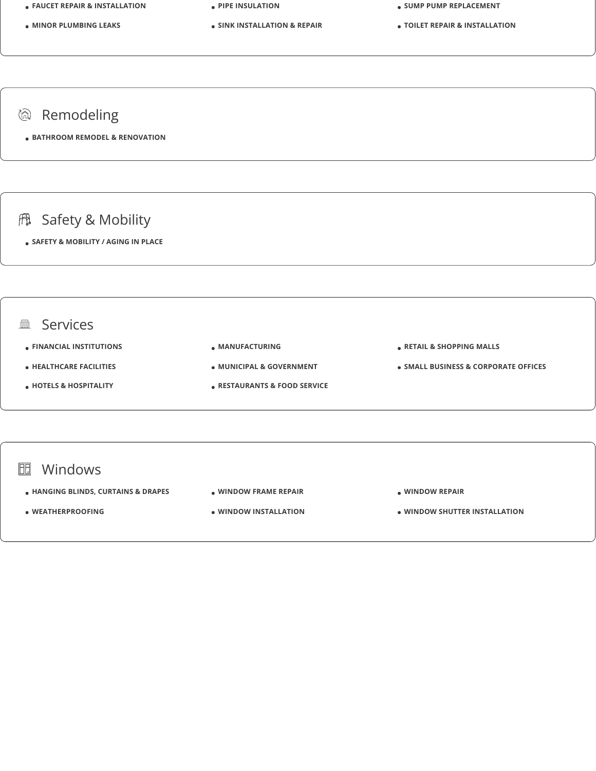- FAUCET REPAIR & INSTALLATION
- MINOR PLUMBING LEAKS
- PIPE INSULATION
- SINK INSTALLATION & REPAIR
- SUMP PUMP REPLACEMENT
- TOILET REPAIR & INSTALLATION

## Remodeling

- BATHROOM REMODEL & RENOVATION

## Safety & Mobility

- SAFETY & MOBILITY / AGING IN PLACE

## Services

- FINANCIAL INSTITUTIONS
- HEALTHCARE FACILITIES
- HOTELS & HOSPITALITY
- MANUFACTURING
- MUNICIPAL & GOVERNMENT
- RESTAURANTS & FOOD SERVICE
- RETAIL & SHOPPING MALLS
- SMALL BUSINESS & CORPORATE OFFICES

## Windows

- HANGING BLINDS, CURTAINS & DRAPES
- WEATHERPROOFING
- WINDOW FRAME REPAIR
- WINDOW INSTALLATION
- WINDOW REPAIR
- WINDOW SHUTTER INSTALLATION